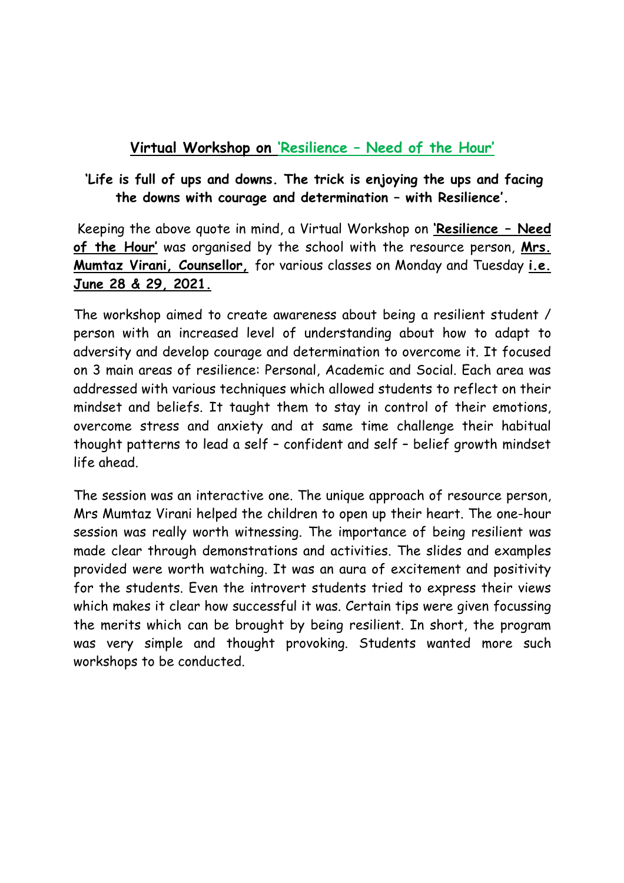## Virtual Workshop on 'Resilience – Need of the Hour'

**'Life is full of ups and downs. The trick is enjoying the ups and facing the downs with courage and determination – with Resilience'.**

Keeping the above quote in mind, a Virtual Workshop on **'Resilience – Need of the Hour'** was organised by the school with the resource person, **Mrs. Mumtaz Virani, Counsellor,** for various classes on Monday and Tuesday **i.e. June 28 & 29, 2021.**

The workshop aimed to create awareness about being a resilient student / person with an increased level of understanding about how to adapt to adversity and develop courage and determination to overcome it. It focused on 3 main areas of resilience: Personal, Academic and Social. Each area was addressed with various techniques which allowed students to reflect on their mindset and beliefs. It taught them to stay in control of their emotions, overcome stress and anxiety and at same time challenge their habitual thought patterns to lead a self – confident and self – belief growth mindset life ahead.

The session was an interactive one. The unique approach of resource person, Mrs Mumtaz Virani helped the children to open up their heart. The one-hour session was really worth witnessing. The importance of being resilient was made clear through demonstrations and activities. The slides and examples provided were worth watching. It was an aura of excitement and positivity for the students. Even the introvert students tried to express their views which makes it clear how successful it was. Certain tips were given focussing the merits which can be brought by being resilient. In short, the program was very simple and thought provoking. Students wanted more such workshops to be conducted.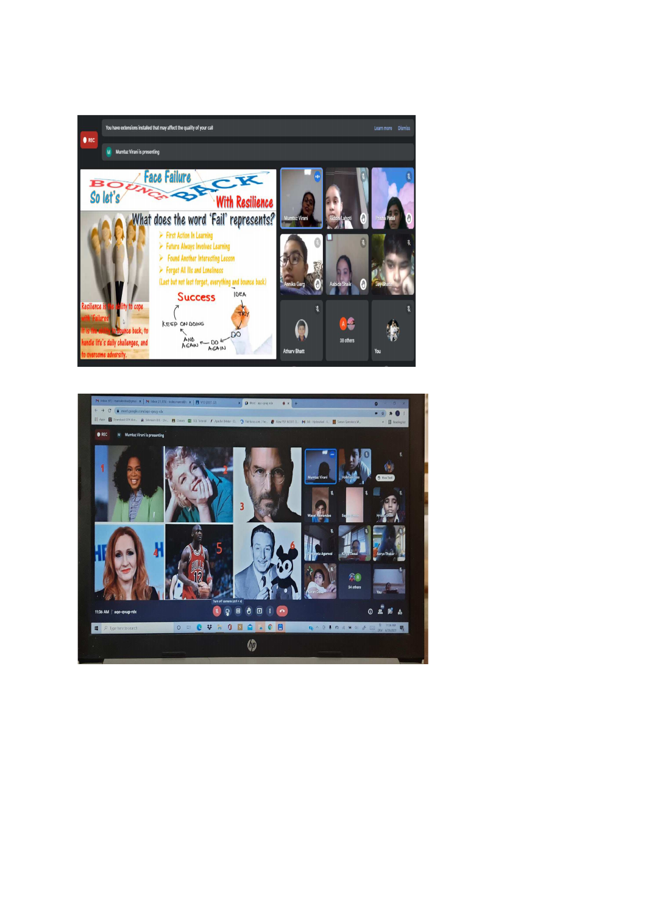You have extensions installed that may affect the quality of your call

Mumtaz Virani is presenting

# Face Failure

## So let's BOUNCE BACK With Resilience

### What does the word 'Fail' represents?

- First Action In Learning
- Future Always Involves Learning
- Found Another Interesting Lesson
- Forget All Ills and Loneliness

(Last but not least forget, everything and bounce back)

Resilience is the ability to cope with Failures.
It is the ability to bounce back, to handle life's daily challenges, and to overcome adversity.

**Success**

IDEA → TRY → DO → DO AGAIN → AND AGAIN → KEEP ON DOING

Mumtaz Virani is presenting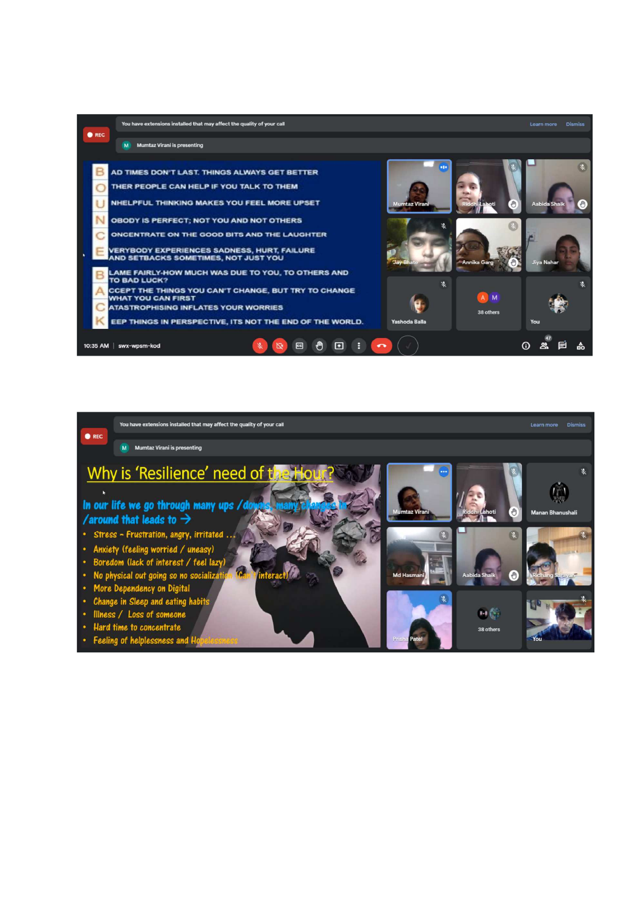**B**AD TIMES DON'T LAST. THINGS ALWAYS GET BETTER

**O**THER PEOPLE CAN HELP IF YOU TALK TO THEM

**U**NHELPFUL THINKING MAKES YOU FEEL MORE UPSET

**N**OBODY IS PERFECT; NOT YOU AND NOT OTHERS

**C**ONCENTRATE ON THE GOOD BITS AND THE LAUGHTER

**E**VERYBODY EXPERIENCES SADNESS, HURT, FAILURE AND SETBACKS SOMETIMES, NOT JUST YOU

**B**LAME FAIRLY-HOW MUCH WAS DUE TO YOU, TO OTHERS AND TO BAD LUCK?

**A**CCEPT THE THINGS YOU CAN'T CHANGE, BUT TRY TO CHANGE WHAT YOU CAN FIRST

**C**ATASTROPHISING INFLATES YOUR WORRIES

**K**EEP THINGS IN PERSPECTIVE, ITS NOT THE END OF THE WORLD.

## Why is 'Resilience' need of the Hour?

In our life we go through many ups /downs, many changes in /around that leads to →

- Stress – Frustration, angry, irritated …
- Anxiety (feeling worried / uneasy)
- Boredom (lack of interest / feel lazy)
- No physical out going so no socialization (Can't interact)
- More Dependency on Digital
- Change in Sleep and eating habits
- Illness / Loss of someone
- Hard time to concentrate
- Feeling of helplessness and Hopelessness